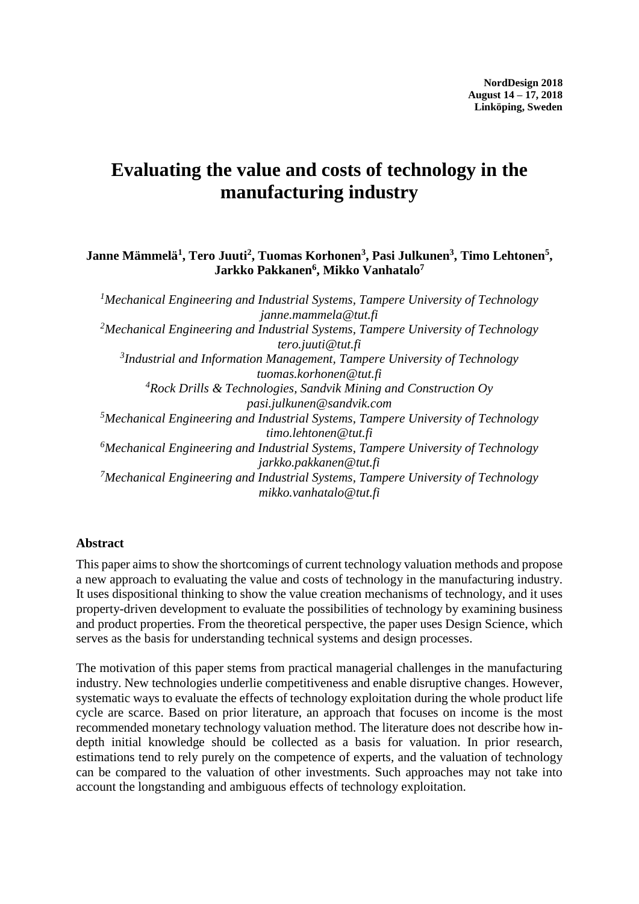NordDesign 2018
August 14 – 17, 2018
Linköping, Sweden

# Evaluating the value and costs of technology in the manufacturing industry

**Janne Mämmelä[1], Tero Juuti[2], Tuomas Korhonen[3], Pasi Julkunen[3], Timo Lehtonen[5], Jarkko Pakkanen[6], Mikko Vanhatalo[7]**

[1]*Mechanical Engineering and Industrial Systems, Tampere University of Technology*
*janne.mammela@tut.fi*
[2]*Mechanical Engineering and Industrial Systems, Tampere University of Technology*
*tero.juuti@tut.fi*
[3]*Industrial and Information Management, Tampere University of Technology*
*tuomas.korhonen@tut.fi*
[4]*Rock Drills & Technologies, Sandvik Mining and Construction Oy*
*pasi.julkunen@sandvik.com*
[5]*Mechanical Engineering and Industrial Systems, Tampere University of Technology*
*timo.lehtonen@tut.fi*
[6]*Mechanical Engineering and Industrial Systems, Tampere University of Technology*
*jarkko.pakkanen@tut.fi*
[7]*Mechanical Engineering and Industrial Systems, Tampere University of Technology*
*mikko.vanhatalo@tut.fi*

## Abstract

This paper aims to show the shortcomings of current technology valuation methods and propose a new approach to evaluating the value and costs of technology in the manufacturing industry. It uses dispositional thinking to show the value creation mechanisms of technology, and it uses property-driven development to evaluate the possibilities of technology by examining business and product properties. From the theoretical perspective, the paper uses Design Science, which serves as the basis for understanding technical systems and design processes.

The motivation of this paper stems from practical managerial challenges in the manufacturing industry. New technologies underlie competitiveness and enable disruptive changes. However, systematic ways to evaluate the effects of technology exploitation during the whole product life cycle are scarce. Based on prior literature, an approach that focuses on income is the most recommended monetary technology valuation method. The literature does not describe how in-depth initial knowledge should be collected as a basis for valuation. In prior research, estimations tend to rely purely on the competence of experts, and the valuation of technology can be compared to the valuation of other investments. Such approaches may not take into account the longstanding and ambiguous effects of technology exploitation.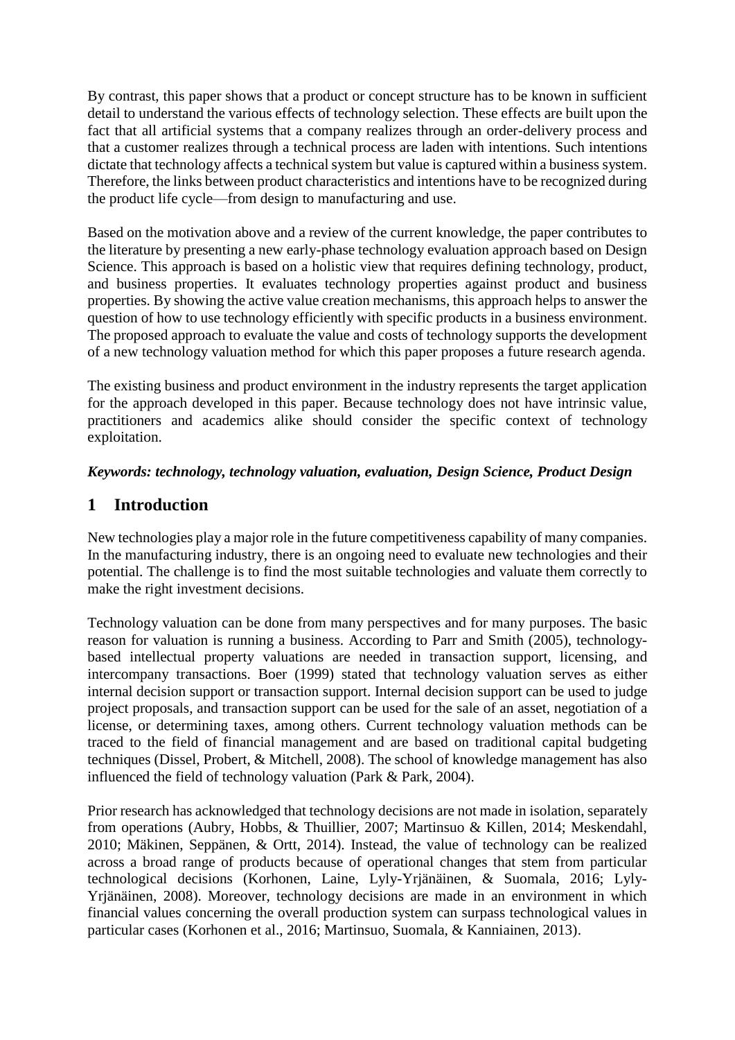By contrast, this paper shows that a product or concept structure has to be known in sufficient detail to understand the various effects of technology selection. These effects are built upon the fact that all artificial systems that a company realizes through an order-delivery process and that a customer realizes through a technical process are laden with intentions. Such intentions dictate that technology affects a technical system but value is captured within a business system. Therefore, the links between product characteristics and intentions have to be recognized during the product life cycle—from design to manufacturing and use.

Based on the motivation above and a review of the current knowledge, the paper contributes to the literature by presenting a new early-phase technology evaluation approach based on Design Science. This approach is based on a holistic view that requires defining technology, product, and business properties. It evaluates technology properties against product and business properties. By showing the active value creation mechanisms, this approach helps to answer the question of how to use technology efficiently with specific products in a business environment. The proposed approach to evaluate the value and costs of technology supports the development of a new technology valuation method for which this paper proposes a future research agenda.

The existing business and product environment in the industry represents the target application for the approach developed in this paper. Because technology does not have intrinsic value, practitioners and academics alike should consider the specific context of technology exploitation.

***Keywords: technology, technology valuation, evaluation, Design Science, Product Design***

## 1 Introduction

New technologies play a major role in the future competitiveness capability of many companies. In the manufacturing industry, there is an ongoing need to evaluate new technologies and their potential. The challenge is to find the most suitable technologies and valuate them correctly to make the right investment decisions.

Technology valuation can be done from many perspectives and for many purposes. The basic reason for valuation is running a business. According to Parr and Smith (2005), technology-based intellectual property valuations are needed in transaction support, licensing, and intercompany transactions. Boer (1999) stated that technology valuation serves as either internal decision support or transaction support. Internal decision support can be used to judge project proposals, and transaction support can be used for the sale of an asset, negotiation of a license, or determining taxes, among others. Current technology valuation methods can be traced to the field of financial management and are based on traditional capital budgeting techniques (Dissel, Probert, & Mitchell, 2008). The school of knowledge management has also influenced the field of technology valuation (Park & Park, 2004).

Prior research has acknowledged that technology decisions are not made in isolation, separately from operations (Aubry, Hobbs, & Thuillier, 2007; Martinsuo & Killen, 2014; Meskendahl, 2010; Mäkinen, Seppänen, & Ortt, 2014). Instead, the value of technology can be realized across a broad range of products because of operational changes that stem from particular technological decisions (Korhonen, Laine, Lyly-Yrjänäinen, & Suomala, 2016; Lyly-Yrjänäinen, 2008). Moreover, technology decisions are made in an environment in which financial values concerning the overall production system can surpass technological values in particular cases (Korhonen et al., 2016; Martinsuo, Suomala, & Kanniainen, 2013).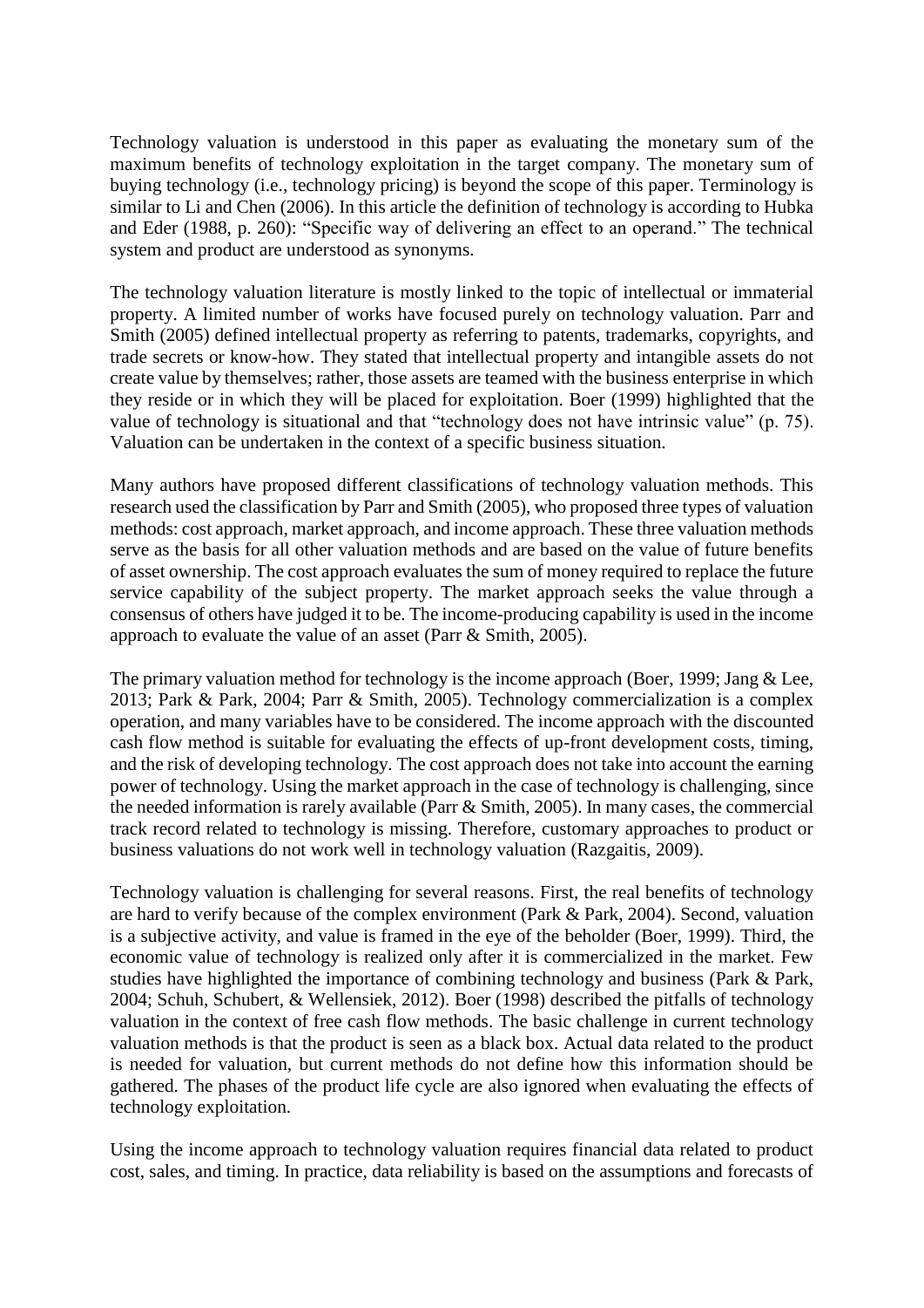Technology valuation is understood in this paper as evaluating the monetary sum of the maximum benefits of technology exploitation in the target company. The monetary sum of buying technology (i.e., technology pricing) is beyond the scope of this paper. Terminology is similar to Li and Chen (2006). In this article the definition of technology is according to Hubka and Eder (1988, p. 260): "Specific way of delivering an effect to an operand." The technical system and product are understood as synonyms.

The technology valuation literature is mostly linked to the topic of intellectual or immaterial property. A limited number of works have focused purely on technology valuation. Parr and Smith (2005) defined intellectual property as referring to patents, trademarks, copyrights, and trade secrets or know-how. They stated that intellectual property and intangible assets do not create value by themselves; rather, those assets are teamed with the business enterprise in which they reside or in which they will be placed for exploitation. Boer (1999) highlighted that the value of technology is situational and that "technology does not have intrinsic value" (p. 75). Valuation can be undertaken in the context of a specific business situation.

Many authors have proposed different classifications of technology valuation methods. This research used the classification by Parr and Smith (2005), who proposed three types of valuation methods: cost approach, market approach, and income approach. These three valuation methods serve as the basis for all other valuation methods and are based on the value of future benefits of asset ownership. The cost approach evaluates the sum of money required to replace the future service capability of the subject property. The market approach seeks the value through a consensus of others have judged it to be. The income-producing capability is used in the income approach to evaluate the value of an asset (Parr & Smith, 2005).

The primary valuation method for technology is the income approach (Boer, 1999; Jang & Lee, 2013; Park & Park, 2004; Parr & Smith, 2005). Technology commercialization is a complex operation, and many variables have to be considered. The income approach with the discounted cash flow method is suitable for evaluating the effects of up-front development costs, timing, and the risk of developing technology. The cost approach does not take into account the earning power of technology. Using the market approach in the case of technology is challenging, since the needed information is rarely available (Parr & Smith, 2005). In many cases, the commercial track record related to technology is missing. Therefore, customary approaches to product or business valuations do not work well in technology valuation (Razgaitis, 2009).

Technology valuation is challenging for several reasons. First, the real benefits of technology are hard to verify because of the complex environment (Park & Park, 2004). Second, valuation is a subjective activity, and value is framed in the eye of the beholder (Boer, 1999). Third, the economic value of technology is realized only after it is commercialized in the market. Few studies have highlighted the importance of combining technology and business (Park & Park, 2004; Schuh, Schubert, & Wellensiek, 2012). Boer (1998) described the pitfalls of technology valuation in the context of free cash flow methods. The basic challenge in current technology valuation methods is that the product is seen as a black box. Actual data related to the product is needed for valuation, but current methods do not define how this information should be gathered. The phases of the product life cycle are also ignored when evaluating the effects of technology exploitation.

Using the income approach to technology valuation requires financial data related to product cost, sales, and timing. In practice, data reliability is based on the assumptions and forecasts of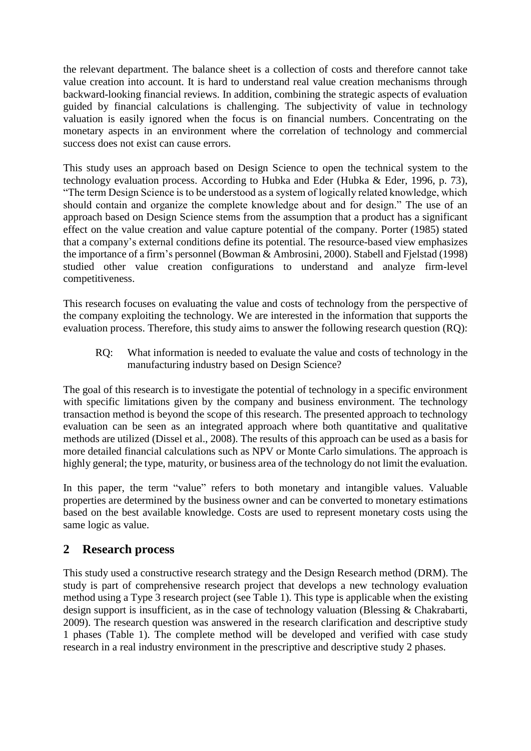the relevant department. The balance sheet is a collection of costs and therefore cannot take value creation into account. It is hard to understand real value creation mechanisms through backward-looking financial reviews. In addition, combining the strategic aspects of evaluation guided by financial calculations is challenging. The subjectivity of value in technology valuation is easily ignored when the focus is on financial numbers. Concentrating on the monetary aspects in an environment where the correlation of technology and commercial success does not exist can cause errors.

This study uses an approach based on Design Science to open the technical system to the technology evaluation process. According to Hubka and Eder (Hubka & Eder, 1996, p. 73), "The term Design Science is to be understood as a system of logically related knowledge, which should contain and organize the complete knowledge about and for design." The use of an approach based on Design Science stems from the assumption that a product has a significant effect on the value creation and value capture potential of the company. Porter (1985) stated that a company's external conditions define its potential. The resource-based view emphasizes the importance of a firm's personnel (Bowman & Ambrosini, 2000). Stabell and Fjelstad (1998) studied other value creation configurations to understand and analyze firm-level competitiveness.

This research focuses on evaluating the value and costs of technology from the perspective of the company exploiting the technology. We are interested in the information that supports the evaluation process. Therefore, this study aims to answer the following research question (RQ):

> RQ: What information is needed to evaluate the value and costs of technology in the manufacturing industry based on Design Science?

The goal of this research is to investigate the potential of technology in a specific environment with specific limitations given by the company and business environment. The technology transaction method is beyond the scope of this research. The presented approach to technology evaluation can be seen as an integrated approach where both quantitative and qualitative methods are utilized (Dissel et al., 2008). The results of this approach can be used as a basis for more detailed financial calculations such as NPV or Monte Carlo simulations. The approach is highly general; the type, maturity, or business area of the technology do not limit the evaluation.

In this paper, the term "value" refers to both monetary and intangible values. Valuable properties are determined by the business owner and can be converted to monetary estimations based on the best available knowledge. Costs are used to represent monetary costs using the same logic as value.

## 2 Research process

This study used a constructive research strategy and the Design Research method (DRM). The study is part of comprehensive research project that develops a new technology evaluation method using a Type 3 research project (see Table 1). This type is applicable when the existing design support is insufficient, as in the case of technology valuation (Blessing & Chakrabarti, 2009). The research question was answered in the research clarification and descriptive study 1 phases (Table 1). The complete method will be developed and verified with case study research in a real industry environment in the prescriptive and descriptive study 2 phases.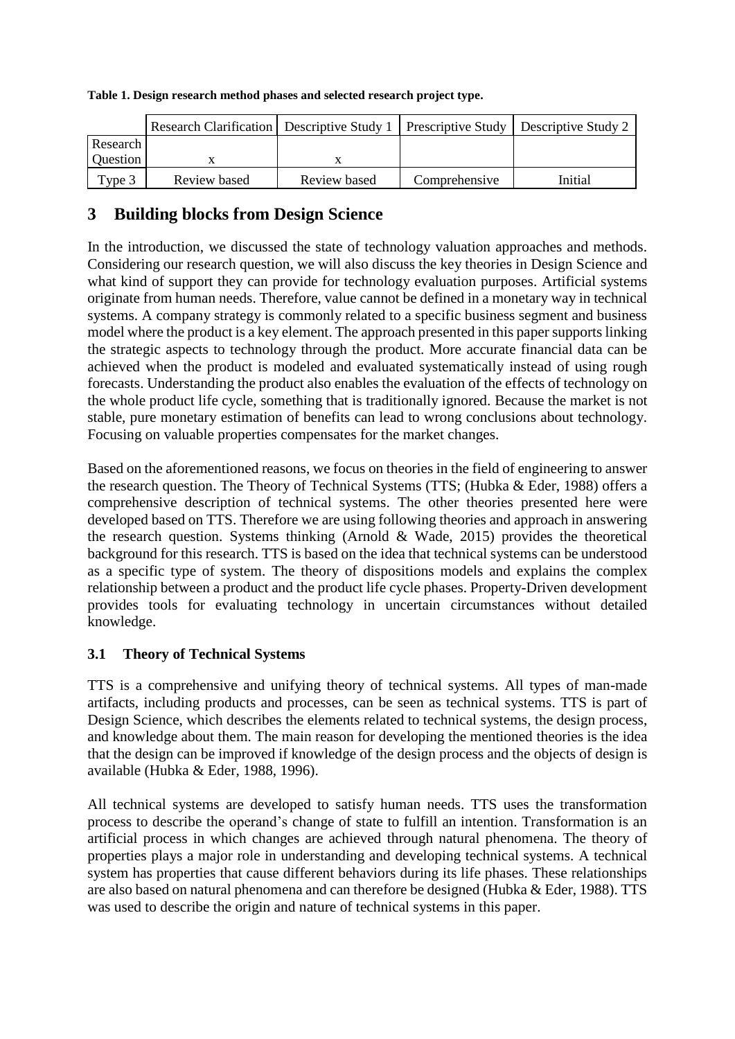**Table 1. Design research method phases and selected research project type.**

| | Research Clarification | Descriptive Study 1 | Prescriptive Study | Descriptive Study 2 |
|---|---|---|---|---|
| Research Question | x | x | | |
| Type 3 | Review based | Review based | Comprehensive | Initial |

# 3 Building blocks from Design Science

In the introduction, we discussed the state of technology valuation approaches and methods. Considering our research question, we will also discuss the key theories in Design Science and what kind of support they can provide for technology evaluation purposes. Artificial systems originate from human needs. Therefore, value cannot be defined in a monetary way in technical systems. A company strategy is commonly related to a specific business segment and business model where the product is a key element. The approach presented in this paper supports linking the strategic aspects to technology through the product. More accurate financial data can be achieved when the product is modeled and evaluated systematically instead of using rough forecasts. Understanding the product also enables the evaluation of the effects of technology on the whole product life cycle, something that is traditionally ignored. Because the market is not stable, pure monetary estimation of benefits can lead to wrong conclusions about technology. Focusing on valuable properties compensates for the market changes.

Based on the aforementioned reasons, we focus on theories in the field of engineering to answer the research question. The Theory of Technical Systems (TTS; (Hubka & Eder, 1988) offers a comprehensive description of technical systems. The other theories presented here were developed based on TTS. Therefore we are using following theories and approach in answering the research question. Systems thinking (Arnold & Wade, 2015) provides the theoretical background for this research. TTS is based on the idea that technical systems can be understood as a specific type of system. The theory of dispositions models and explains the complex relationship between a product and the product life cycle phases. Property-Driven development provides tools for evaluating technology in uncertain circumstances without detailed knowledge.

## 3.1 Theory of Technical Systems

TTS is a comprehensive and unifying theory of technical systems. All types of man-made artifacts, including products and processes, can be seen as technical systems. TTS is part of Design Science, which describes the elements related to technical systems, the design process, and knowledge about them. The main reason for developing the mentioned theories is the idea that the design can be improved if knowledge of the design process and the objects of design is available (Hubka & Eder, 1988, 1996).

All technical systems are developed to satisfy human needs. TTS uses the transformation process to describe the operand's change of state to fulfill an intention. Transformation is an artificial process in which changes are achieved through natural phenomena. The theory of properties plays a major role in understanding and developing technical systems. A technical system has properties that cause different behaviors during its life phases. These relationships are also based on natural phenomena and can therefore be designed (Hubka & Eder, 1988). TTS was used to describe the origin and nature of technical systems in this paper.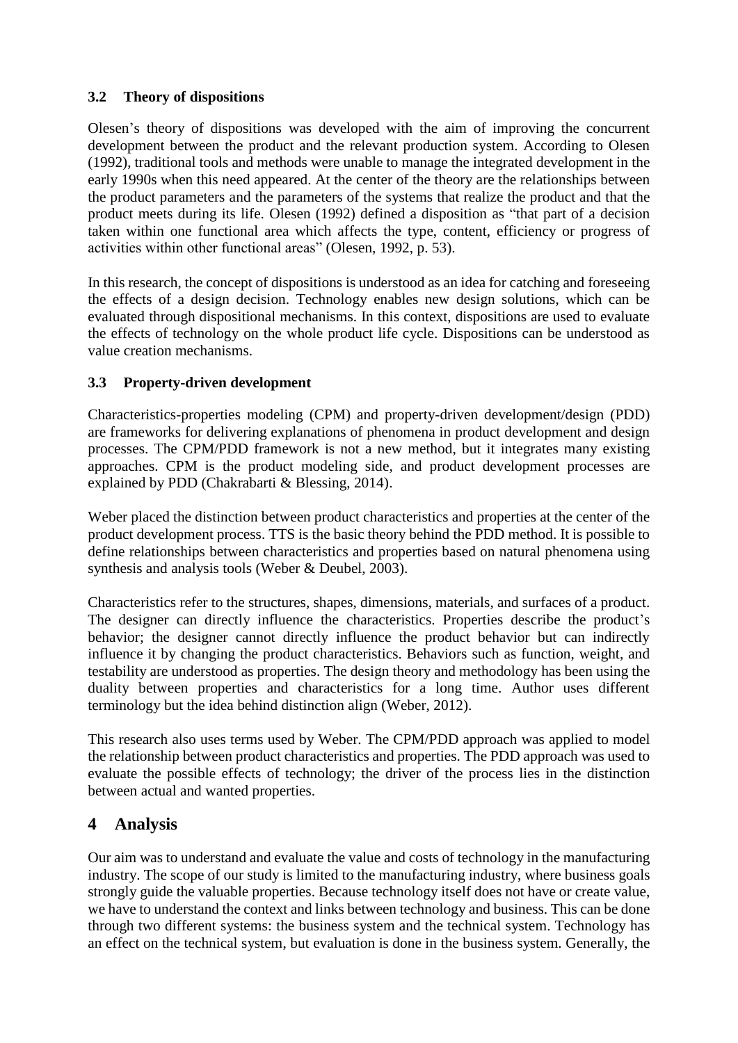### 3.2 Theory of dispositions

Olesen's theory of dispositions was developed with the aim of improving the concurrent development between the product and the relevant production system. According to Olesen (1992), traditional tools and methods were unable to manage the integrated development in the early 1990s when this need appeared. At the center of the theory are the relationships between the product parameters and the parameters of the systems that realize the product and that the product meets during its life. Olesen (1992) defined a disposition as "that part of a decision taken within one functional area which affects the type, content, efficiency or progress of activities within other functional areas" (Olesen, 1992, p. 53).

In this research, the concept of dispositions is understood as an idea for catching and foreseeing the effects of a design decision. Technology enables new design solutions, which can be evaluated through dispositional mechanisms. In this context, dispositions are used to evaluate the effects of technology on the whole product life cycle. Dispositions can be understood as value creation mechanisms.

### 3.3 Property-driven development

Characteristics-properties modeling (CPM) and property-driven development/design (PDD) are frameworks for delivering explanations of phenomena in product development and design processes. The CPM/PDD framework is not a new method, but it integrates many existing approaches. CPM is the product modeling side, and product development processes are explained by PDD (Chakrabarti & Blessing, 2014).

Weber placed the distinction between product characteristics and properties at the center of the product development process. TTS is the basic theory behind the PDD method. It is possible to define relationships between characteristics and properties based on natural phenomena using synthesis and analysis tools (Weber & Deubel, 2003).

Characteristics refer to the structures, shapes, dimensions, materials, and surfaces of a product. The designer can directly influence the characteristics. Properties describe the product's behavior; the designer cannot directly influence the product behavior but can indirectly influence it by changing the product characteristics. Behaviors such as function, weight, and testability are understood as properties. The design theory and methodology has been using the duality between properties and characteristics for a long time. Author uses different terminology but the idea behind distinction align (Weber, 2012).

This research also uses terms used by Weber. The CPM/PDD approach was applied to model the relationship between product characteristics and properties. The PDD approach was used to evaluate the possible effects of technology; the driver of the process lies in the distinction between actual and wanted properties.

## 4 Analysis

Our aim was to understand and evaluate the value and costs of technology in the manufacturing industry. The scope of our study is limited to the manufacturing industry, where business goals strongly guide the valuable properties. Because technology itself does not have or create value, we have to understand the context and links between technology and business. This can be done through two different systems: the business system and the technical system. Technology has an effect on the technical system, but evaluation is done in the business system. Generally, the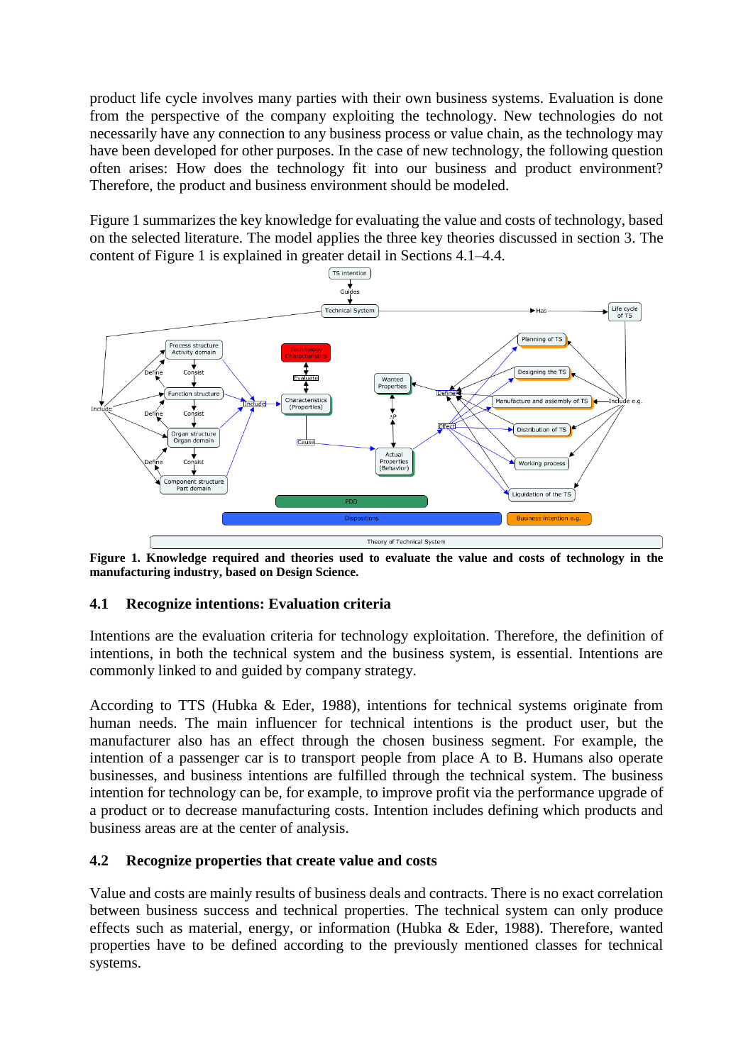product life cycle involves many parties with their own business systems. Evaluation is done from the perspective of the company exploiting the technology. New technologies do not necessarily have any connection to any business process or value chain, as the technology may have been developed for other purposes. In the case of new technology, the following question often arises: How does the technology fit into our business and product environment? Therefore, the product and business environment should be modeled.

Figure 1 summarizes the key knowledge for evaluating the value and costs of technology, based on the selected literature. The model applies the three key theories discussed in section 3. The content of Figure 1 is explained in greater detail in Sections 4.1–4.4.

**Figure 1. Knowledge required and theories used to evaluate the value and costs of technology in the manufacturing industry, based on Design Science.**

## 4.1 Recognize intentions: Evaluation criteria

Intentions are the evaluation criteria for technology exploitation. Therefore, the definition of intentions, in both the technical system and the business system, is essential. Intentions are commonly linked to and guided by company strategy.

According to TTS (Hubka & Eder, 1988), intentions for technical systems originate from human needs. The main influencer for technical intentions is the product user, but the manufacturer also has an effect through the chosen business segment. For example, the intention of a passenger car is to transport people from place A to B. Humans also operate businesses, and business intentions are fulfilled through the technical system. The business intention for technology can be, for example, to improve profit via the performance upgrade of a product or to decrease manufacturing costs. Intention includes defining which products and business areas are at the center of analysis.

## 4.2 Recognize properties that create value and costs

Value and costs are mainly results of business deals and contracts. There is no exact correlation between business success and technical properties. The technical system can only produce effects such as material, energy, or information (Hubka & Eder, 1988). Therefore, wanted properties have to be defined according to the previously mentioned classes for technical systems.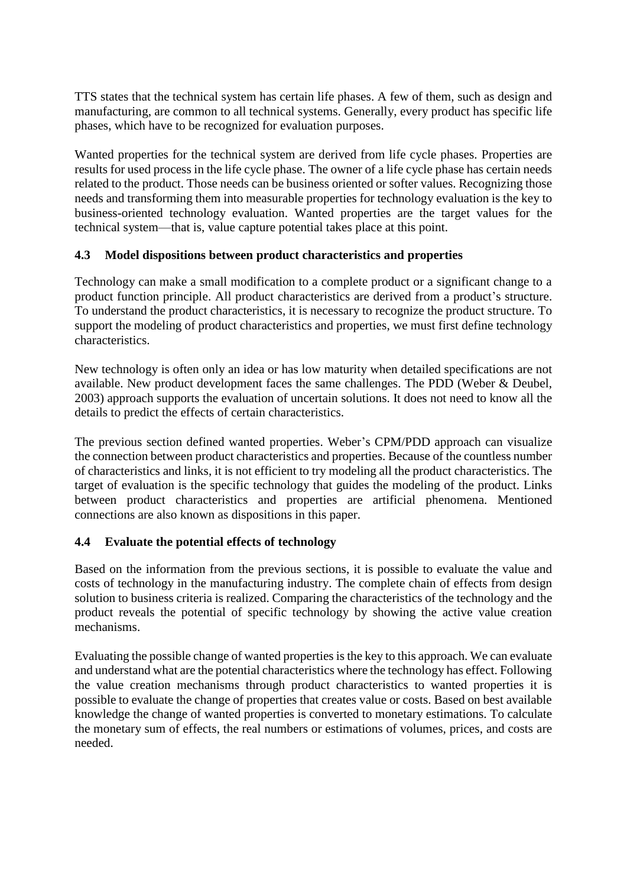TTS states that the technical system has certain life phases. A few of them, such as design and manufacturing, are common to all technical systems. Generally, every product has specific life phases, which have to be recognized for evaluation purposes.

Wanted properties for the technical system are derived from life cycle phases. Properties are results for used process in the life cycle phase. The owner of a life cycle phase has certain needs related to the product. Those needs can be business oriented or softer values. Recognizing those needs and transforming them into measurable properties for technology evaluation is the key to business-oriented technology evaluation. Wanted properties are the target values for the technical system—that is, value capture potential takes place at this point.

### 4.3 Model dispositions between product characteristics and properties

Technology can make a small modification to a complete product or a significant change to a product function principle. All product characteristics are derived from a product's structure. To understand the product characteristics, it is necessary to recognize the product structure. To support the modeling of product characteristics and properties, we must first define technology characteristics.

New technology is often only an idea or has low maturity when detailed specifications are not available. New product development faces the same challenges. The PDD (Weber & Deubel, 2003) approach supports the evaluation of uncertain solutions. It does not need to know all the details to predict the effects of certain characteristics.

The previous section defined wanted properties. Weber's CPM/PDD approach can visualize the connection between product characteristics and properties. Because of the countless number of characteristics and links, it is not efficient to try modeling all the product characteristics. The target of evaluation is the specific technology that guides the modeling of the product. Links between product characteristics and properties are artificial phenomena. Mentioned connections are also known as dispositions in this paper.

### 4.4 Evaluate the potential effects of technology

Based on the information from the previous sections, it is possible to evaluate the value and costs of technology in the manufacturing industry. The complete chain of effects from design solution to business criteria is realized. Comparing the characteristics of the technology and the product reveals the potential of specific technology by showing the active value creation mechanisms.

Evaluating the possible change of wanted properties is the key to this approach. We can evaluate and understand what are the potential characteristics where the technology has effect. Following the value creation mechanisms through product characteristics to wanted properties it is possible to evaluate the change of properties that creates value or costs. Based on best available knowledge the change of wanted properties is converted to monetary estimations. To calculate the monetary sum of effects, the real numbers or estimations of volumes, prices, and costs are needed.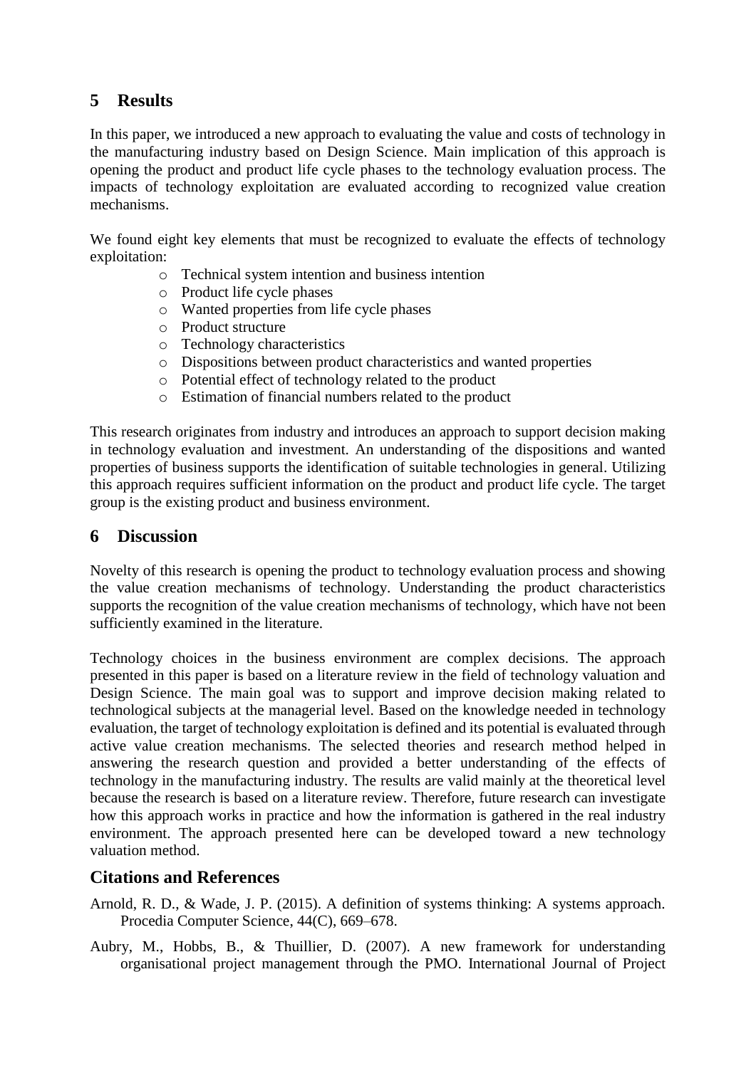## 5 Results

In this paper, we introduced a new approach to evaluating the value and costs of technology in the manufacturing industry based on Design Science. Main implication of this approach is opening the product and product life cycle phases to the technology evaluation process. The impacts of technology exploitation are evaluated according to recognized value creation mechanisms.

We found eight key elements that must be recognized to evaluate the effects of technology exploitation:

- Technical system intention and business intention
- Product life cycle phases
- Wanted properties from life cycle phases
- Product structure
- Technology characteristics
- Dispositions between product characteristics and wanted properties
- Potential effect of technology related to the product
- Estimation of financial numbers related to the product

This research originates from industry and introduces an approach to support decision making in technology evaluation and investment. An understanding of the dispositions and wanted properties of business supports the identification of suitable technologies in general. Utilizing this approach requires sufficient information on the product and product life cycle. The target group is the existing product and business environment.

## 6 Discussion

Novelty of this research is opening the product to technology evaluation process and showing the value creation mechanisms of technology. Understanding the product characteristics supports the recognition of the value creation mechanisms of technology, which have not been sufficiently examined in the literature.

Technology choices in the business environment are complex decisions. The approach presented in this paper is based on a literature review in the field of technology valuation and Design Science. The main goal was to support and improve decision making related to technological subjects at the managerial level. Based on the knowledge needed in technology evaluation, the target of technology exploitation is defined and its potential is evaluated through active value creation mechanisms. The selected theories and research method helped in answering the research question and provided a better understanding of the effects of technology in the manufacturing industry. The results are valid mainly at the theoretical level because the research is based on a literature review. Therefore, future research can investigate how this approach works in practice and how the information is gathered in the real industry environment. The approach presented here can be developed toward a new technology valuation method.

## Citations and References

Arnold, R. D., & Wade, J. P. (2015). A definition of systems thinking: A systems approach. Procedia Computer Science, 44(C), 669–678.

Aubry, M., Hobbs, B., & Thuillier, D. (2007). A new framework for understanding organisational project management through the PMO. International Journal of Project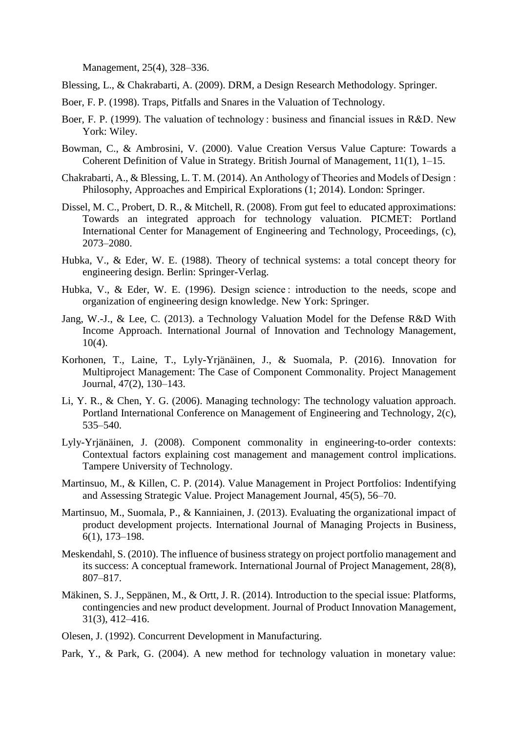Management, 25(4), 328–336.

Blessing, L., & Chakrabarti, A. (2009). DRM, a Design Research Methodology. Springer.

Boer, F. P. (1998). Traps, Pitfalls and Snares in the Valuation of Technology.

Boer, F. P. (1999). The valuation of technology : business and financial issues in R&D. New York: Wiley.

Bowman, C., & Ambrosini, V. (2000). Value Creation Versus Value Capture: Towards a Coherent Definition of Value in Strategy. British Journal of Management, 11(1), 1–15.

Chakrabarti, A., & Blessing, L. T. M. (2014). An Anthology of Theories and Models of Design : Philosophy, Approaches and Empirical Explorations (1; 2014). London: Springer.

Dissel, M. C., Probert, D. R., & Mitchell, R. (2008). From gut feel to educated approximations: Towards an integrated approach for technology valuation. PICMET: Portland International Center for Management of Engineering and Technology, Proceedings, (c), 2073–2080.

Hubka, V., & Eder, W. E. (1988). Theory of technical systems: a total concept theory for engineering design. Berlin: Springer-Verlag.

Hubka, V., & Eder, W. E. (1996). Design science : introduction to the needs, scope and organization of engineering design knowledge. New York: Springer.

Jang, W.-J., & Lee, C. (2013). a Technology Valuation Model for the Defense R&D With Income Approach. International Journal of Innovation and Technology Management, 10(4).

Korhonen, T., Laine, T., Lyly-Yrjänäinen, J., & Suomala, P. (2016). Innovation for Multiproject Management: The Case of Component Commonality. Project Management Journal, 47(2), 130–143.

Li, Y. R., & Chen, Y. G. (2006). Managing technology: The technology valuation approach. Portland International Conference on Management of Engineering and Technology, 2(c), 535–540.

Lyly-Yrjänäinen, J. (2008). Component commonality in engineering-to-order contexts: Contextual factors explaining cost management and management control implications. Tampere University of Technology.

Martinsuo, M., & Killen, C. P. (2014). Value Management in Project Portfolios: Indentifying and Assessing Strategic Value. Project Management Journal, 45(5), 56–70.

Martinsuo, M., Suomala, P., & Kanniainen, J. (2013). Evaluating the organizational impact of product development projects. International Journal of Managing Projects in Business, 6(1), 173–198.

Meskendahl, S. (2010). The influence of business strategy on project portfolio management and its success: A conceptual framework. International Journal of Project Management, 28(8), 807–817.

Mäkinen, S. J., Seppänen, M., & Ortt, J. R. (2014). Introduction to the special issue: Platforms, contingencies and new product development. Journal of Product Innovation Management, 31(3), 412–416.

Olesen, J. (1992). Concurrent Development in Manufacturing.

Park, Y., & Park, G. (2004). A new method for technology valuation in monetary value: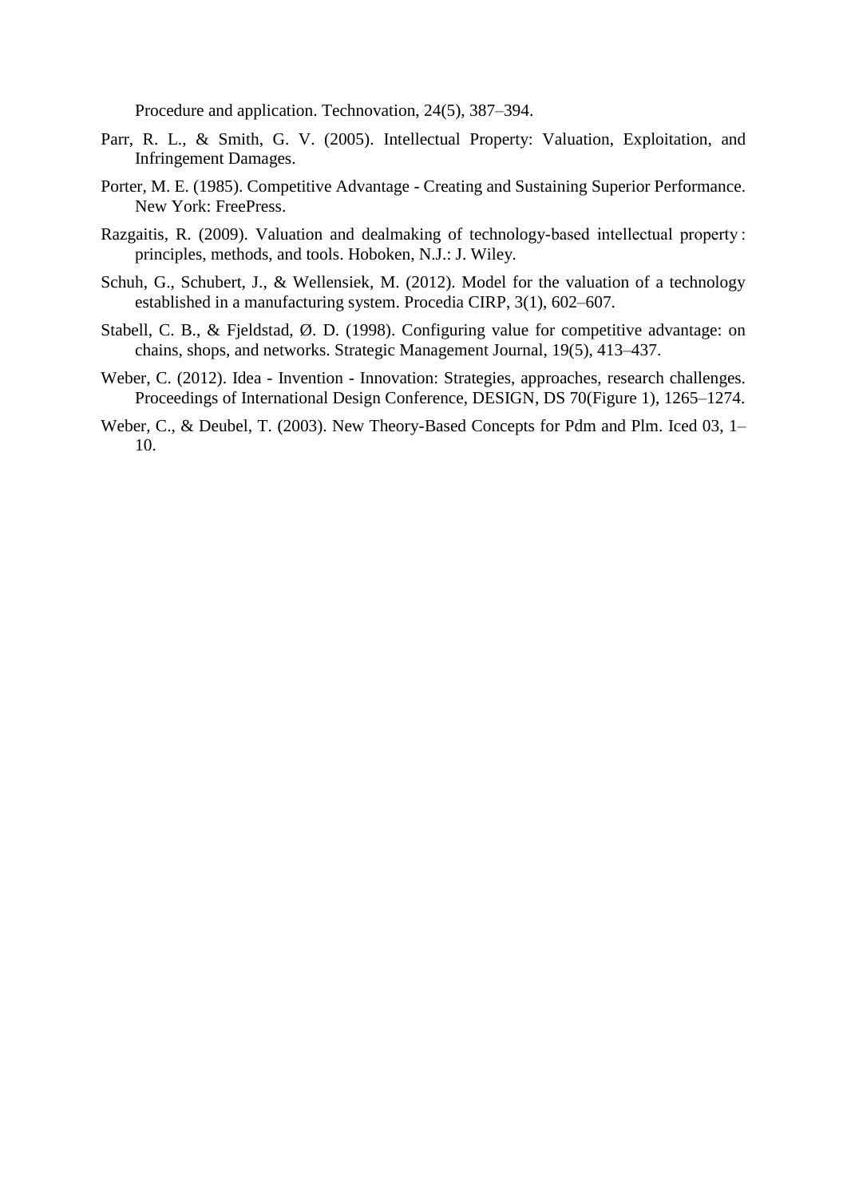Procedure and application. Technovation, 24(5), 387–394.

Parr, R. L., & Smith, G. V. (2005). Intellectual Property: Valuation, Exploitation, and Infringement Damages.

Porter, M. E. (1985). Competitive Advantage - Creating and Sustaining Superior Performance. New York: FreePress.

Razgaitis, R. (2009). Valuation and dealmaking of technology-based intellectual property : principles, methods, and tools. Hoboken, N.J.: J. Wiley.

Schuh, G., Schubert, J., & Wellensiek, M. (2012). Model for the valuation of a technology established in a manufacturing system. Procedia CIRP, 3(1), 602–607.

Stabell, C. B., & Fjeldstad, Ø. D. (1998). Configuring value for competitive advantage: on chains, shops, and networks. Strategic Management Journal, 19(5), 413–437.

Weber, C. (2012). Idea - Invention - Innovation: Strategies, approaches, research challenges. Proceedings of International Design Conference, DESIGN, DS 70(Figure 1), 1265–1274.

Weber, C., & Deubel, T. (2003). New Theory-Based Concepts for Pdm and Plm. Iced 03, 1–10.